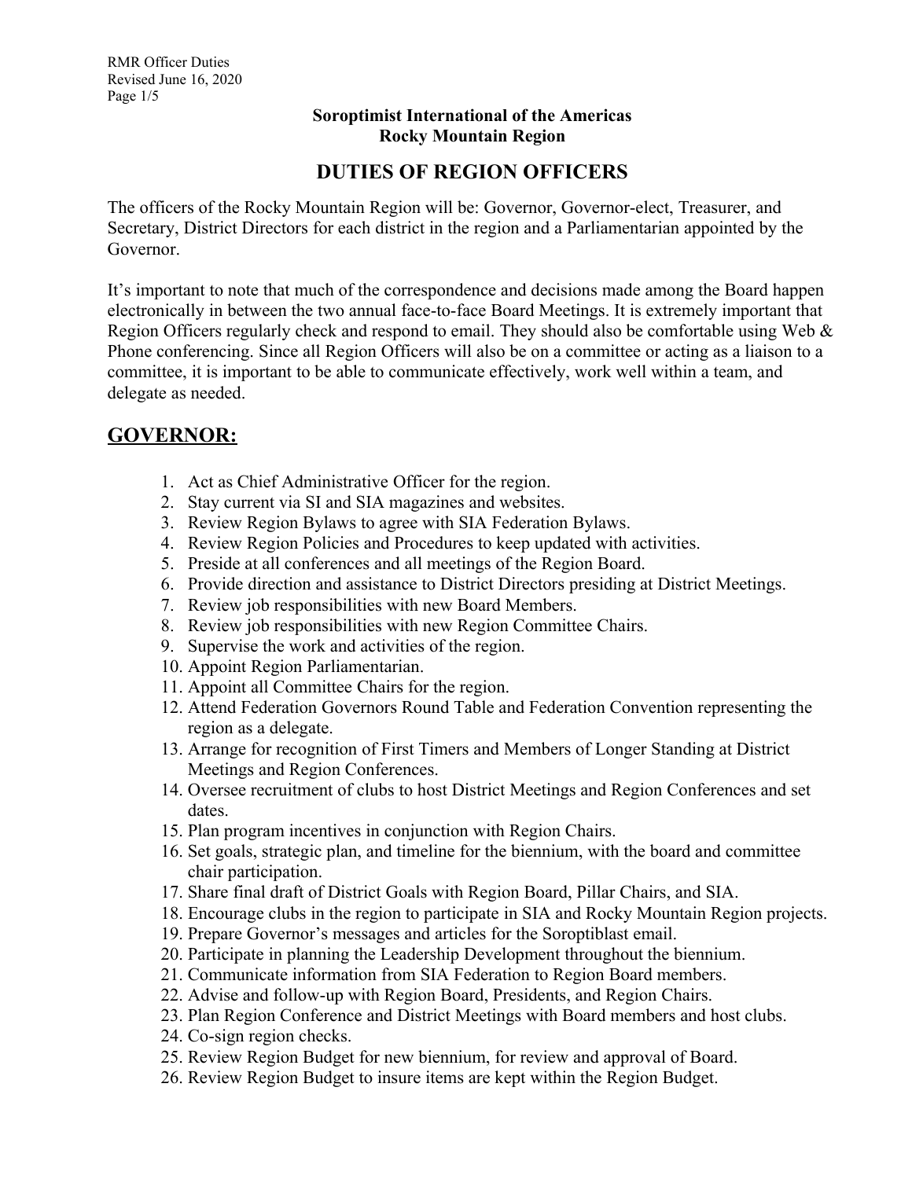**Soroptimist International of the Americas**
**Rocky Mountain Region**

# DUTIES OF REGION OFFICERS

The officers of the Rocky Mountain Region will be: Governor, Governor-elect, Treasurer, and Secretary, District Directors for each district in the region and a Parliamentarian appointed by the Governor.

It's important to note that much of the correspondence and decisions made among the Board happen electronically in between the two annual face-to-face Board Meetings. It is extremely important that Region Officers regularly check and respond to email. They should also be comfortable using Web & Phone conferencing. Since all Region Officers will also be on a committee or acting as a liaison to a committee, it is important to be able to communicate effectively, work well within a team, and delegate as needed.

## GOVERNOR:

1. Act as Chief Administrative Officer for the region.
2. Stay current via SI and SIA magazines and websites.
3. Review Region Bylaws to agree with SIA Federation Bylaws.
4. Review Region Policies and Procedures to keep updated with activities.
5. Preside at all conferences and all meetings of the Region Board.
6. Provide direction and assistance to District Directors presiding at District Meetings.
7. Review job responsibilities with new Board Members.
8. Review job responsibilities with new Region Committee Chairs.
9. Supervise the work and activities of the region.
10. Appoint Region Parliamentarian.
11. Appoint all Committee Chairs for the region.
12. Attend Federation Governors Round Table and Federation Convention representing the region as a delegate.
13. Arrange for recognition of First Timers and Members of Longer Standing at District Meetings and Region Conferences.
14. Oversee recruitment of clubs to host District Meetings and Region Conferences and set dates.
15. Plan program incentives in conjunction with Region Chairs.
16. Set goals, strategic plan, and timeline for the biennium, with the board and committee chair participation.
17. Share final draft of District Goals with Region Board, Pillar Chairs, and SIA.
18. Encourage clubs in the region to participate in SIA and Rocky Mountain Region projects.
19. Prepare Governor's messages and articles for the Soroptiblast email.
20. Participate in planning the Leadership Development throughout the biennium.
21. Communicate information from SIA Federation to Region Board members.
22. Advise and follow-up with Region Board, Presidents, and Region Chairs.
23. Plan Region Conference and District Meetings with Board members and host clubs.
24. Co-sign region checks.
25. Review Region Budget for new biennium, for review and approval of Board.
26. Review Region Budget to insure items are kept within the Region Budget.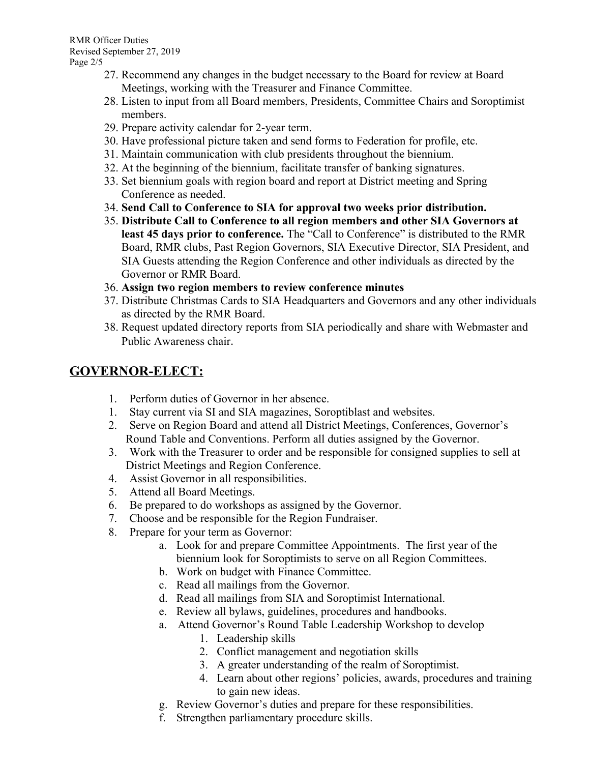27. Recommend any changes in the budget necessary to the Board for review at Board Meetings, working with the Treasurer and Finance Committee.
28. Listen to input from all Board members, Presidents, Committee Chairs and Soroptimist members.
29. Prepare activity calendar for 2-year term.
30. Have professional picture taken and send forms to Federation for profile, etc.
31. Maintain communication with club presidents throughout the biennium.
32. At the beginning of the biennium, facilitate transfer of banking signatures.
33. Set biennium goals with region board and report at District meeting and Spring Conference as needed.
34. **Send Call to Conference to SIA for approval two weeks prior distribution.**
35. **Distribute Call to Conference to all region members and other SIA Governors at least 45 days prior to conference.** The "Call to Conference" is distributed to the RMR Board, RMR clubs, Past Region Governors, SIA Executive Director, SIA President, and SIA Guests attending the Region Conference and other individuals as directed by the Governor or RMR Board.
36. **Assign two region members to review conference minutes**
37. Distribute Christmas Cards to SIA Headquarters and Governors and any other individuals as directed by the RMR Board.
38. Request updated directory reports from SIA periodically and share with Webmaster and Public Awareness chair.

## GOVERNOR-ELECT:

1. Perform duties of Governor in her absence.
1. Stay current via SI and SIA magazines, Soroptiblast and websites.
2. Serve on Region Board and attend all District Meetings, Conferences, Governor's Round Table and Conventions. Perform all duties assigned by the Governor.
3. Work with the Treasurer to order and be responsible for consigned supplies to sell at District Meetings and Region Conference.
4. Assist Governor in all responsibilities.
5. Attend all Board Meetings.
6. Be prepared to do workshops as assigned by the Governor.
7. Choose and be responsible for the Region Fundraiser.
8. Prepare for your term as Governor:
    a. Look for and prepare Committee Appointments. The first year of the biennium look for Soroptimists to serve on all Region Committees.
    b. Work on budget with Finance Committee.
    c. Read all mailings from the Governor.
    d. Read all mailings from SIA and Soroptimist International.
    e. Review all bylaws, guidelines, procedures and handbooks.
    a. Attend Governor's Round Table Leadership Workshop to develop
        1. Leadership skills
        2. Conflict management and negotiation skills
        3. A greater understanding of the realm of Soroptimist.
        4. Learn about other regions' policies, awards, procedures and training to gain new ideas.
    g. Review Governor's duties and prepare for these responsibilities.
    f. Strengthen parliamentary procedure skills.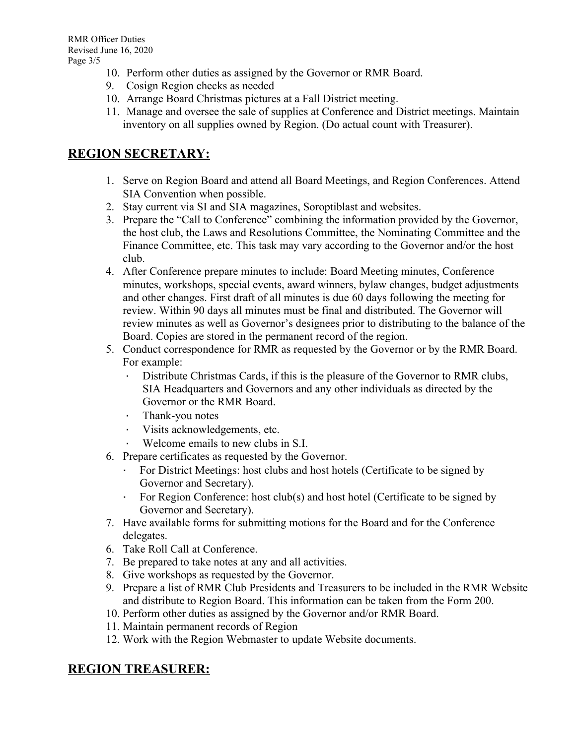10. Perform other duties as assigned by the Governor or RMR Board.
9. Cosign Region checks as needed
10. Arrange Board Christmas pictures at a Fall District meeting.
11. Manage and oversee the sale of supplies at Conference and District meetings. Maintain inventory on all supplies owned by Region. (Do actual count with Treasurer).

## REGION SECRETARY:

1. Serve on Region Board and attend all Board Meetings, and Region Conferences. Attend SIA Convention when possible.
2. Stay current via SI and SIA magazines, Soroptiblast and websites.
3. Prepare the "Call to Conference" combining the information provided by the Governor, the host club, the Laws and Resolutions Committee, the Nominating Committee and the Finance Committee, etc. This task may vary according to the Governor and/or the host club.
4. After Conference prepare minutes to include: Board Meeting minutes, Conference minutes, workshops, special events, award winners, bylaw changes, budget adjustments and other changes. First draft of all minutes is due 60 days following the meeting for review. Within 90 days all minutes must be final and distributed. The Governor will review minutes as well as Governor's designees prior to distributing to the balance of the Board. Copies are stored in the permanent record of the region.
5. Conduct correspondence for RMR as requested by the Governor or by the RMR Board. For example:
   - Distribute Christmas Cards, if this is the pleasure of the Governor to RMR clubs, SIA Headquarters and Governors and any other individuals as directed by the Governor or the RMR Board.
   - Thank-you notes
   - Visits acknowledgements, etc.
   - Welcome emails to new clubs in S.I.
6. Prepare certificates as requested by the Governor.
   - For District Meetings: host clubs and host hotels (Certificate to be signed by Governor and Secretary).
   - For Region Conference: host club(s) and host hotel (Certificate to be signed by Governor and Secretary).
7. Have available forms for submitting motions for the Board and for the Conference delegates.
6. Take Roll Call at Conference.
7. Be prepared to take notes at any and all activities.
8. Give workshops as requested by the Governor.
9. Prepare a list of RMR Club Presidents and Treasurers to be included in the RMR Website and distribute to Region Board. This information can be taken from the Form 200.
10. Perform other duties as assigned by the Governor and/or RMR Board.
11. Maintain permanent records of Region
12. Work with the Region Webmaster to update Website documents.

## REGION TREASURER: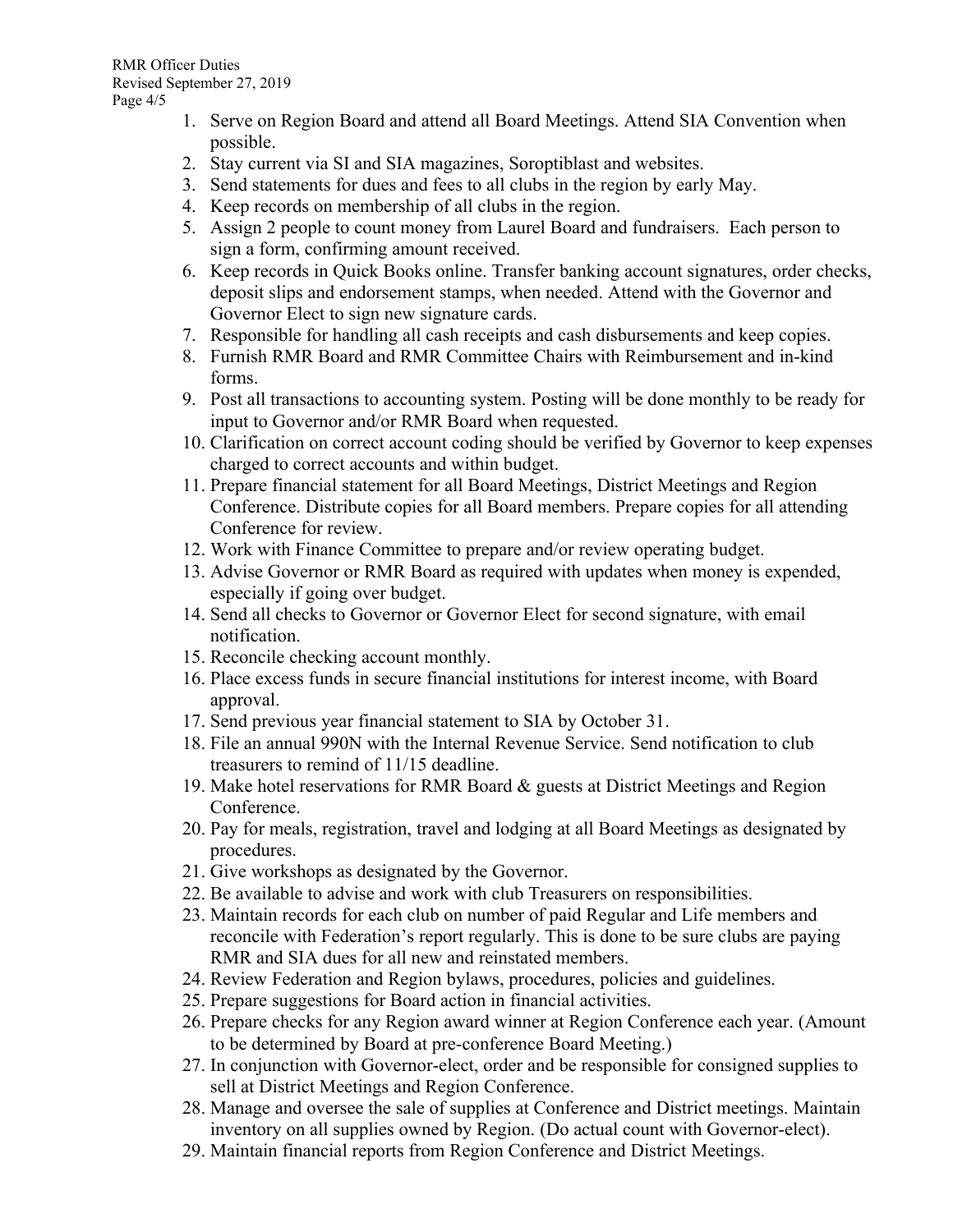1. Serve on Region Board and attend all Board Meetings. Attend SIA Convention when possible.
2. Stay current via SI and SIA magazines, Soroptiblast and websites.
3. Send statements for dues and fees to all clubs in the region by early May.
4. Keep records on membership of all clubs in the region.
5. Assign 2 people to count money from Laurel Board and fundraisers. Each person to sign a form, confirming amount received.
6. Keep records in Quick Books online. Transfer banking account signatures, order checks, deposit slips and endorsement stamps, when needed. Attend with the Governor and Governor Elect to sign new signature cards.
7. Responsible for handling all cash receipts and cash disbursements and keep copies.
8. Furnish RMR Board and RMR Committee Chairs with Reimbursement and in-kind forms.
9. Post all transactions to accounting system. Posting will be done monthly to be ready for input to Governor and/or RMR Board when requested.
10. Clarification on correct account coding should be verified by Governor to keep expenses charged to correct accounts and within budget.
11. Prepare financial statement for all Board Meetings, District Meetings and Region Conference. Distribute copies for all Board members. Prepare copies for all attending Conference for review.
12. Work with Finance Committee to prepare and/or review operating budget.
13. Advise Governor or RMR Board as required with updates when money is expended, especially if going over budget.
14. Send all checks to Governor or Governor Elect for second signature, with email notification.
15. Reconcile checking account monthly.
16. Place excess funds in secure financial institutions for interest income, with Board approval.
17. Send previous year financial statement to SIA by October 31.
18. File an annual 990N with the Internal Revenue Service. Send notification to club treasurers to remind of 11/15 deadline.
19. Make hotel reservations for RMR Board & guests at District Meetings and Region Conference.
20. Pay for meals, registration, travel and lodging at all Board Meetings as designated by procedures.
21. Give workshops as designated by the Governor.
22. Be available to advise and work with club Treasurers on responsibilities.
23. Maintain records for each club on number of paid Regular and Life members and reconcile with Federation's report regularly. This is done to be sure clubs are paying RMR and SIA dues for all new and reinstated members.
24. Review Federation and Region bylaws, procedures, policies and guidelines.
25. Prepare suggestions for Board action in financial activities.
26. Prepare checks for any Region award winner at Region Conference each year. (Amount to be determined by Board at pre-conference Board Meeting.)
27. In conjunction with Governor-elect, order and be responsible for consigned supplies to sell at District Meetings and Region Conference.
28. Manage and oversee the sale of supplies at Conference and District meetings. Maintain inventory on all supplies owned by Region. (Do actual count with Governor-elect).
29. Maintain financial reports from Region Conference and District Meetings.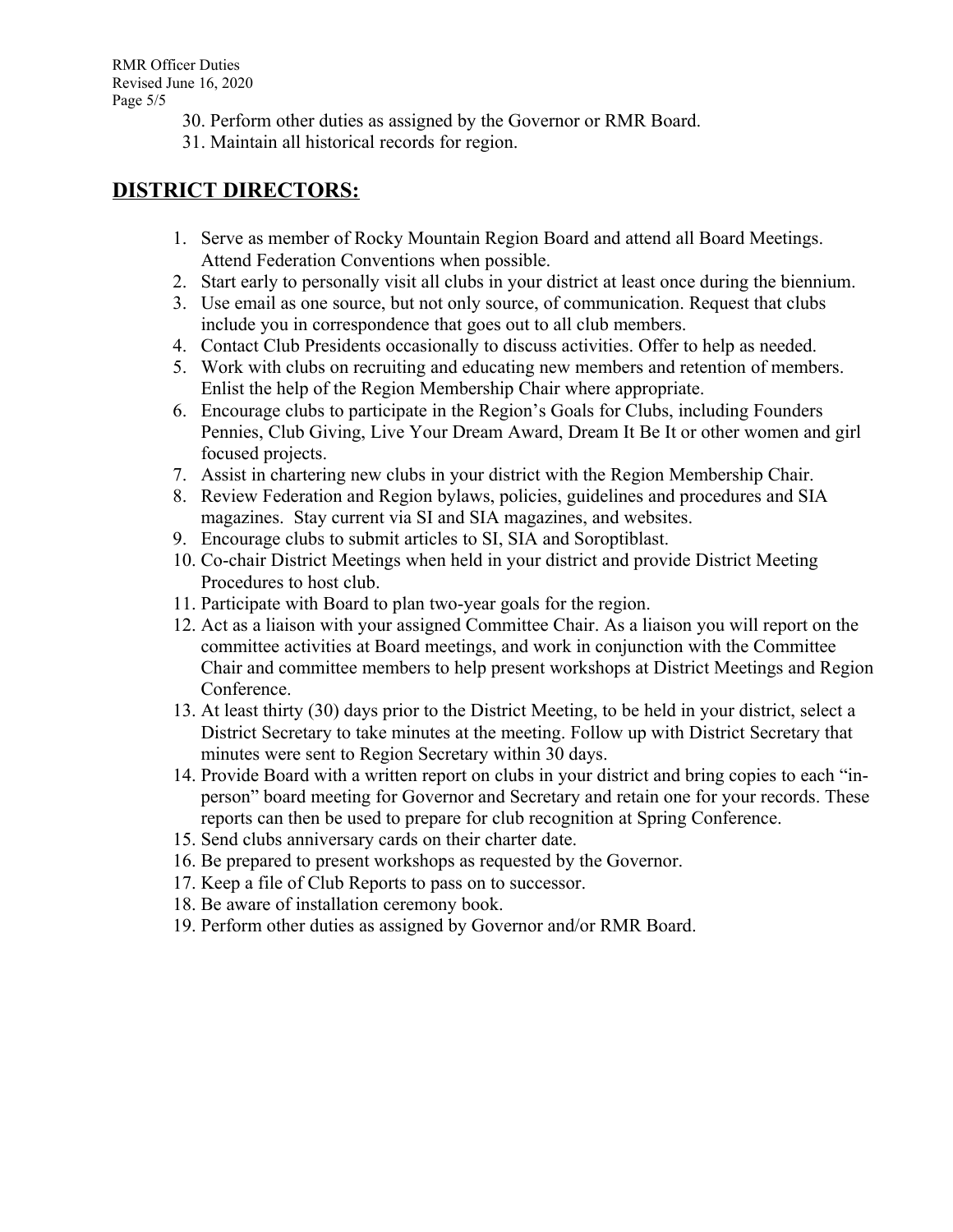30. Perform other duties as assigned by the Governor or RMR Board.
31. Maintain all historical records for region.

## DISTRICT DIRECTORS:

1. Serve as member of Rocky Mountain Region Board and attend all Board Meetings. Attend Federation Conventions when possible.
2. Start early to personally visit all clubs in your district at least once during the biennium.
3. Use email as one source, but not only source, of communication. Request that clubs include you in correspondence that goes out to all club members.
4. Contact Club Presidents occasionally to discuss activities. Offer to help as needed.
5. Work with clubs on recruiting and educating new members and retention of members. Enlist the help of the Region Membership Chair where appropriate.
6. Encourage clubs to participate in the Region's Goals for Clubs, including Founders Pennies, Club Giving, Live Your Dream Award, Dream It Be It or other women and girl focused projects.
7. Assist in chartering new clubs in your district with the Region Membership Chair.
8. Review Federation and Region bylaws, policies, guidelines and procedures and SIA magazines. Stay current via SI and SIA magazines, and websites.
9. Encourage clubs to submit articles to SI, SIA and Soroptiblast.
10. Co-chair District Meetings when held in your district and provide District Meeting Procedures to host club.
11. Participate with Board to plan two-year goals for the region.
12. Act as a liaison with your assigned Committee Chair. As a liaison you will report on the committee activities at Board meetings, and work in conjunction with the Committee Chair and committee members to help present workshops at District Meetings and Region Conference.
13. At least thirty (30) days prior to the District Meeting, to be held in your district, select a District Secretary to take minutes at the meeting. Follow up with District Secretary that minutes were sent to Region Secretary within 30 days.
14. Provide Board with a written report on clubs in your district and bring copies to each "in-person" board meeting for Governor and Secretary and retain one for your records. These reports can then be used to prepare for club recognition at Spring Conference.
15. Send clubs anniversary cards on their charter date.
16. Be prepared to present workshops as requested by the Governor.
17. Keep a file of Club Reports to pass on to successor.
18. Be aware of installation ceremony book.
19. Perform other duties as assigned by Governor and/or RMR Board.